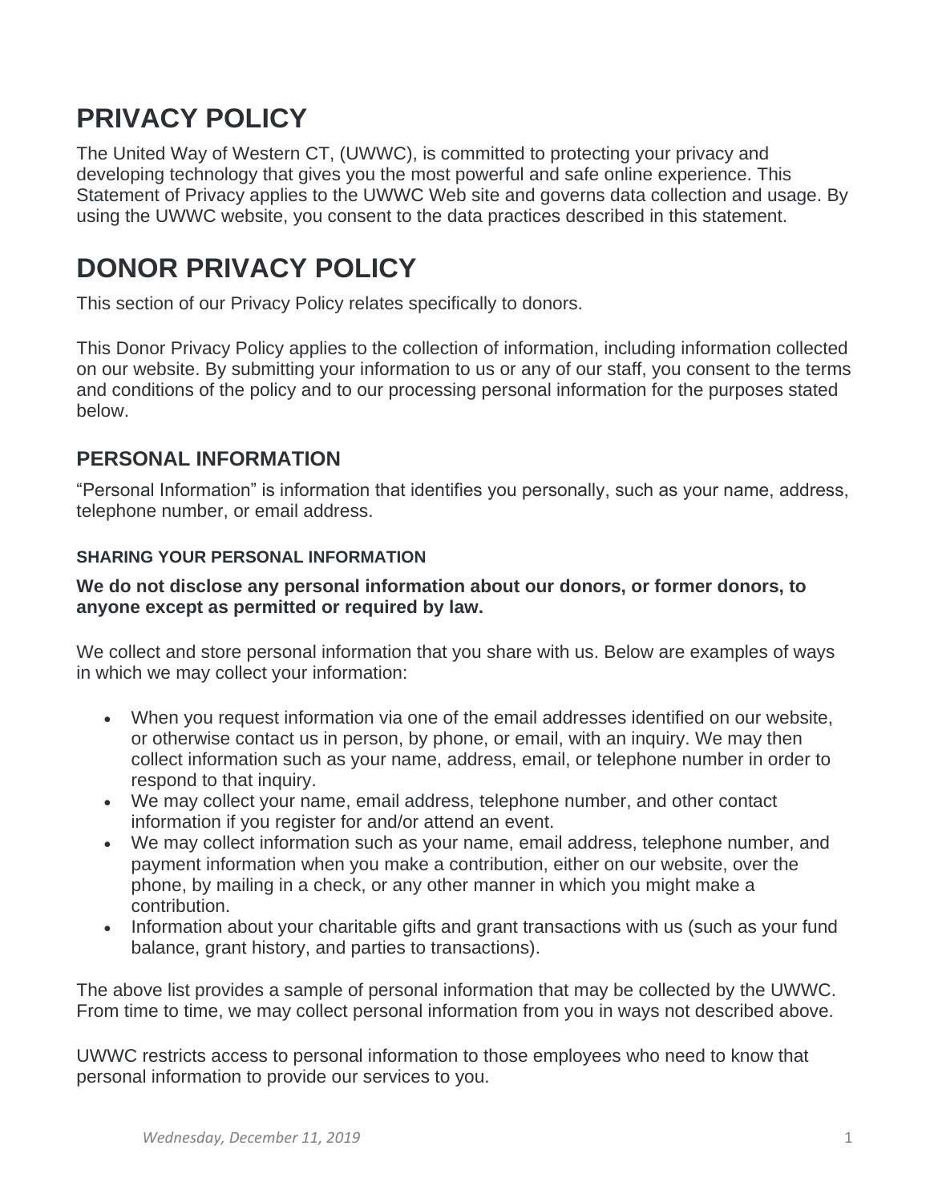# PRIVACY POLICY

The United Way of Western CT, (UWWC), is committed to protecting your privacy and developing technology that gives you the most powerful and safe online experience. This Statement of Privacy applies to the UWWC Web site and governs data collection and usage. By using the UWWC website, you consent to the data practices described in this statement.

# DONOR PRIVACY POLICY

This section of our Privacy Policy relates specifically to donors.

This Donor Privacy Policy applies to the collection of information, including information collected on our website. By submitting your information to us or any of our staff, you consent to the terms and conditions of the policy and to our processing personal information for the purposes stated below.

## PERSONAL INFORMATION

"Personal Information" is information that identifies you personally, such as your name, address, telephone number, or email address.

### SHARING YOUR PERSONAL INFORMATION

**We do not disclose any personal information about our donors, or former donors, to anyone except as permitted or required by law.**

We collect and store personal information that you share with us. Below are examples of ways in which we may collect your information:

- When you request information via one of the email addresses identified on our website, or otherwise contact us in person, by phone, or email, with an inquiry. We may then collect information such as your name, address, email, or telephone number in order to respond to that inquiry.
- We may collect your name, email address, telephone number, and other contact information if you register for and/or attend an event.
- We may collect information such as your name, email address, telephone number, and payment information when you make a contribution, either on our website, over the phone, by mailing in a check, or any other manner in which you might make a contribution.
- Information about your charitable gifts and grant transactions with us (such as your fund balance, grant history, and parties to transactions).

The above list provides a sample of personal information that may be collected by the UWWC. From time to time, we may collect personal information from you in ways not described above.

UWWC restricts access to personal information to those employees who need to know that personal information to provide our services to you.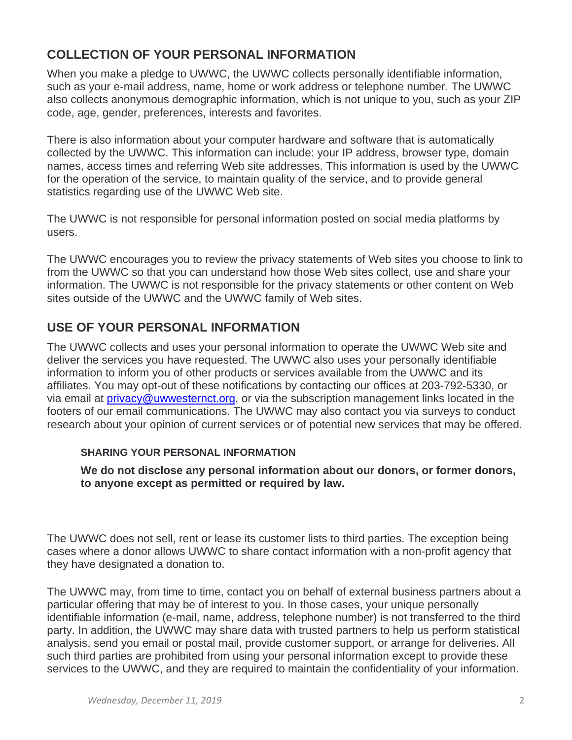## COLLECTION OF YOUR PERSONAL INFORMATION

When you make a pledge to UWWC, the UWWC collects personally identifiable information, such as your e-mail address, name, home or work address or telephone number. The UWWC also collects anonymous demographic information, which is not unique to you, such as your ZIP code, age, gender, preferences, interests and favorites.

There is also information about your computer hardware and software that is automatically collected by the UWWC. This information can include: your IP address, browser type, domain names, access times and referring Web site addresses. This information is used by the UWWC for the operation of the service, to maintain quality of the service, and to provide general statistics regarding use of the UWWC Web site.

The UWWC is not responsible for personal information posted on social media platforms by users.

The UWWC encourages you to review the privacy statements of Web sites you choose to link to from the UWWC so that you can understand how those Web sites collect, use and share your information. The UWWC is not responsible for the privacy statements or other content on Web sites outside of the UWWC and the UWWC family of Web sites.

## USE OF YOUR PERSONAL INFORMATION

The UWWC collects and uses your personal information to operate the UWWC Web site and deliver the services you have requested. The UWWC also uses your personally identifiable information to inform you of other products or services available from the UWWC and its affiliates. You may opt-out of these notifications by contacting our offices at 203-792-5330, or via email at privacy@uwwesternct.org, or via the subscription management links located in the footers of our email communications. The UWWC may also contact you via surveys to conduct research about your opinion of current services or of potential new services that may be offered.

### SHARING YOUR PERSONAL INFORMATION

**We do not disclose any personal information about our donors, or former donors, to anyone except as permitted or required by law.**

The UWWC does not sell, rent or lease its customer lists to third parties. The exception being cases where a donor allows UWWC to share contact information with a non-profit agency that they have designated a donation to.

The UWWC may, from time to time, contact you on behalf of external business partners about a particular offering that may be of interest to you. In those cases, your unique personally identifiable information (e-mail, name, address, telephone number) is not transferred to the third party. In addition, the UWWC may share data with trusted partners to help us perform statistical analysis, send you email or postal mail, provide customer support, or arrange for deliveries. All such third parties are prohibited from using your personal information except to provide these services to the UWWC, and they are required to maintain the confidentiality of your information.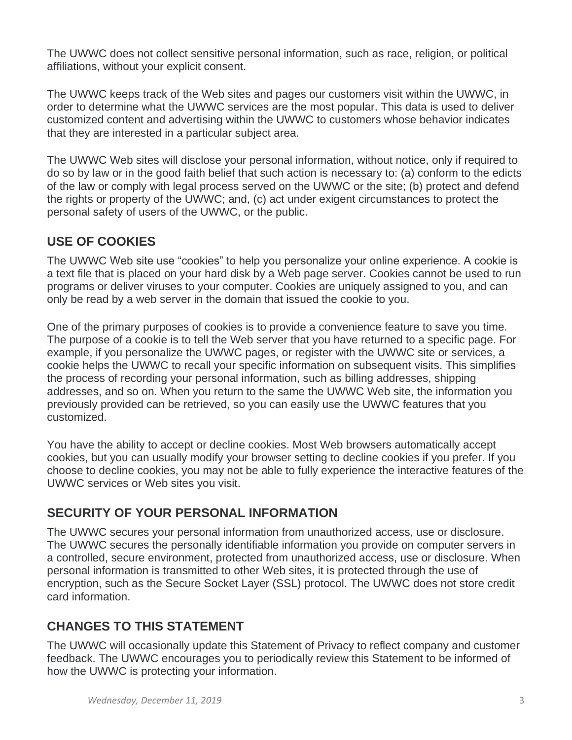The UWWC does not collect sensitive personal information, such as race, religion, or political affiliations, without your explicit consent.

The UWWC keeps track of the Web sites and pages our customers visit within the UWWC, in order to determine what the UWWC services are the most popular. This data is used to deliver customized content and advertising within the UWWC to customers whose behavior indicates that they are interested in a particular subject area.

The UWWC Web sites will disclose your personal information, without notice, only if required to do so by law or in the good faith belief that such action is necessary to: (a) conform to the edicts of the law or comply with legal process served on the UWWC or the site; (b) protect and defend the rights or property of the UWWC; and, (c) act under exigent circumstances to protect the personal safety of users of the UWWC, or the public.

## USE OF COOKIES

The UWWC Web site use "cookies" to help you personalize your online experience. A cookie is a text file that is placed on your hard disk by a Web page server. Cookies cannot be used to run programs or deliver viruses to your computer. Cookies are uniquely assigned to you, and can only be read by a web server in the domain that issued the cookie to you.

One of the primary purposes of cookies is to provide a convenience feature to save you time. The purpose of a cookie is to tell the Web server that you have returned to a specific page. For example, if you personalize the UWWC pages, or register with the UWWC site or services, a cookie helps the UWWC to recall your specific information on subsequent visits. This simplifies the process of recording your personal information, such as billing addresses, shipping addresses, and so on. When you return to the same the UWWC Web site, the information you previously provided can be retrieved, so you can easily use the UWWC features that you customized.

You have the ability to accept or decline cookies. Most Web browsers automatically accept cookies, but you can usually modify your browser setting to decline cookies if you prefer. If you choose to decline cookies, you may not be able to fully experience the interactive features of the UWWC services or Web sites you visit.

## SECURITY OF YOUR PERSONAL INFORMATION

The UWWC secures your personal information from unauthorized access, use or disclosure. The UWWC secures the personally identifiable information you provide on computer servers in a controlled, secure environment, protected from unauthorized access, use or disclosure. When personal information is transmitted to other Web sites, it is protected through the use of encryption, such as the Secure Socket Layer (SSL) protocol. The UWWC does not store credit card information.

## CHANGES TO THIS STATEMENT

The UWWC will occasionally update this Statement of Privacy to reflect company and customer feedback. The UWWC encourages you to periodically review this Statement to be informed of how the UWWC is protecting your information.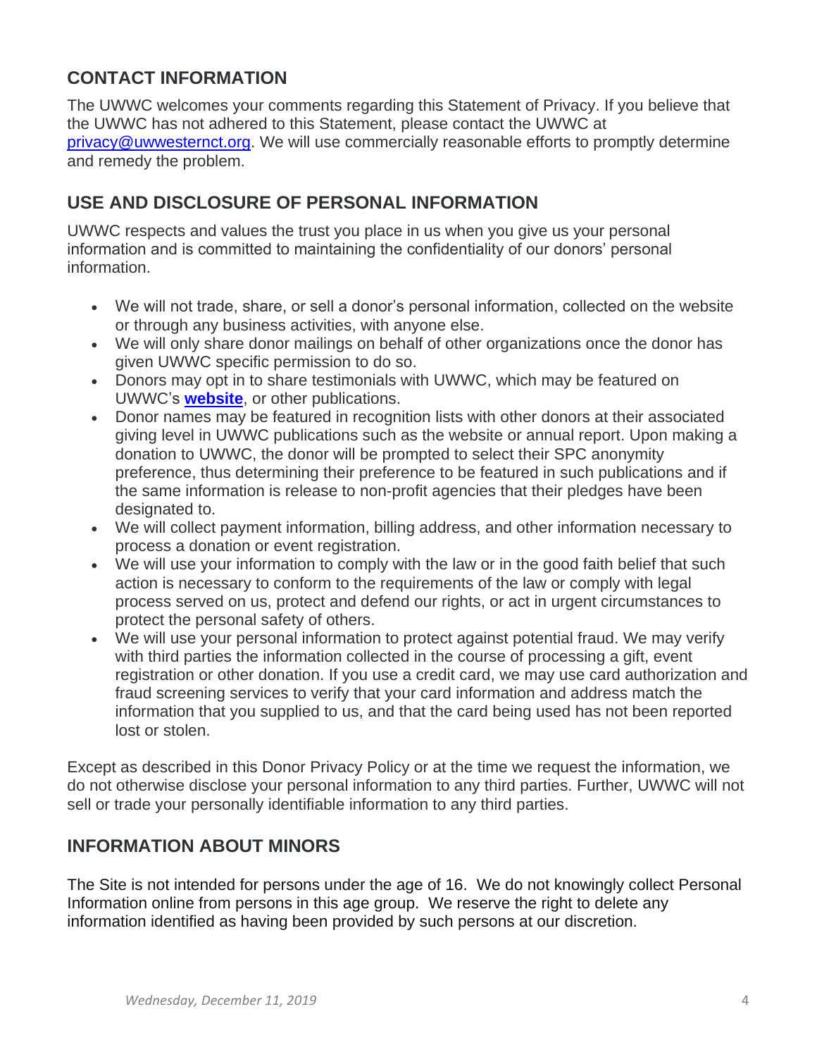## CONTACT INFORMATION

The UWWC welcomes your comments regarding this Statement of Privacy. If you believe that the UWWC has not adhered to this Statement, please contact the UWWC at privacy@uwwesternct.org. We will use commercially reasonable efforts to promptly determine and remedy the problem.

## USE AND DISCLOSURE OF PERSONAL INFORMATION

UWWC respects and values the trust you place in us when you give us your personal information and is committed to maintaining the confidentiality of our donors' personal information.

- We will not trade, share, or sell a donor's personal information, collected on the website or through any business activities, with anyone else.
- We will only share donor mailings on behalf of other organizations once the donor has given UWWC specific permission to do so.
- Donors may opt in to share testimonials with UWWC, which may be featured on UWWC's **website**, or other publications.
- Donor names may be featured in recognition lists with other donors at their associated giving level in UWWC publications such as the website or annual report. Upon making a donation to UWWC, the donor will be prompted to select their SPC anonymity preference, thus determining their preference to be featured in such publications and if the same information is release to non-profit agencies that their pledges have been designated to.
- We will collect payment information, billing address, and other information necessary to process a donation or event registration.
- We will use your information to comply with the law or in the good faith belief that such action is necessary to conform to the requirements of the law or comply with legal process served on us, protect and defend our rights, or act in urgent circumstances to protect the personal safety of others.
- We will use your personal information to protect against potential fraud. We may verify with third parties the information collected in the course of processing a gift, event registration or other donation. If you use a credit card, we may use card authorization and fraud screening services to verify that your card information and address match the information that you supplied to us, and that the card being used has not been reported lost or stolen.

Except as described in this Donor Privacy Policy or at the time we request the information, we do not otherwise disclose your personal information to any third parties. Further, UWWC will not sell or trade your personally identifiable information to any third parties.

## INFORMATION ABOUT MINORS

The Site is not intended for persons under the age of 16. We do not knowingly collect Personal Information online from persons in this age group. We reserve the right to delete any information identified as having been provided by such persons at our discretion.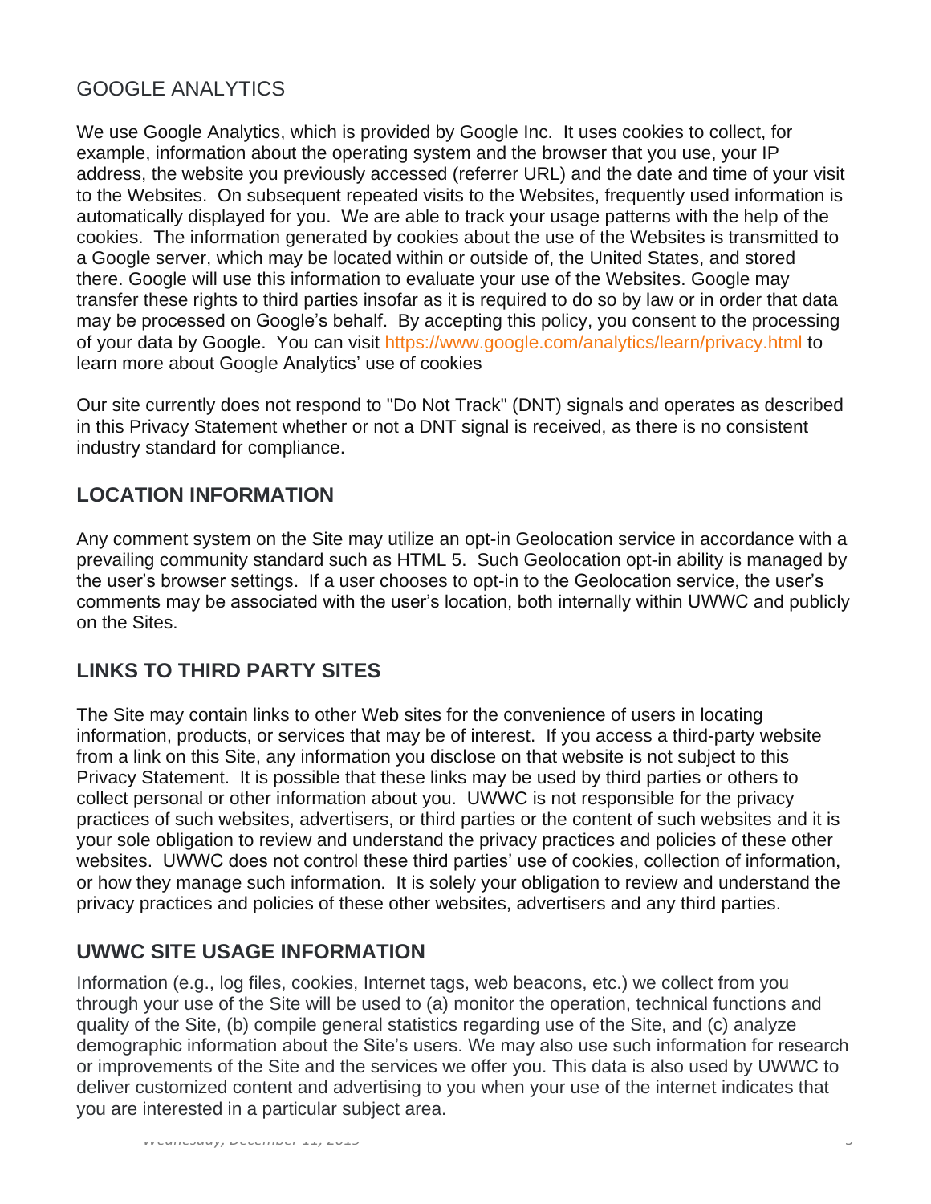## GOOGLE ANALYTICS

We use Google Analytics, which is provided by Google Inc. It uses cookies to collect, for example, information about the operating system and the browser that you use, your IP address, the website you previously accessed (referrer URL) and the date and time of your visit to the Websites. On subsequent repeated visits to the Websites, frequently used information is automatically displayed for you. We are able to track your usage patterns with the help of the cookies. The information generated by cookies about the use of the Websites is transmitted to a Google server, which may be located within or outside of, the United States, and stored there. Google will use this information to evaluate your use of the Websites. Google may transfer these rights to third parties insofar as it is required to do so by law or in order that data may be processed on Google's behalf. By accepting this policy, you consent to the processing of your data by Google. You can visit https://www.google.com/analytics/learn/privacy.html to learn more about Google Analytics' use of cookies

Our site currently does not respond to "Do Not Track" (DNT) signals and operates as described in this Privacy Statement whether or not a DNT signal is received, as there is no consistent industry standard for compliance.

## LOCATION INFORMATION

Any comment system on the Site may utilize an opt-in Geolocation service in accordance with a prevailing community standard such as HTML 5. Such Geolocation opt-in ability is managed by the user's browser settings. If a user chooses to opt-in to the Geolocation service, the user's comments may be associated with the user's location, both internally within UWWC and publicly on the Sites.

## LINKS TO THIRD PARTY SITES

The Site may contain links to other Web sites for the convenience of users in locating information, products, or services that may be of interest. If you access a third-party website from a link on this Site, any information you disclose on that website is not subject to this Privacy Statement. It is possible that these links may be used by third parties or others to collect personal or other information about you. UWWC is not responsible for the privacy practices of such websites, advertisers, or third parties or the content of such websites and it is your sole obligation to review and understand the privacy practices and policies of these other websites. UWWC does not control these third parties' use of cookies, collection of information, or how they manage such information. It is solely your obligation to review and understand the privacy practices and policies of these other websites, advertisers and any third parties.

## UWWC SITE USAGE INFORMATION

Information (e.g., log files, cookies, Internet tags, web beacons, etc.) we collect from you through your use of the Site will be used to (a) monitor the operation, technical functions and quality of the Site, (b) compile general statistics regarding use of the Site, and (c) analyze demographic information about the Site's users. We may also use such information for research or improvements of the Site and the services we offer you. This data is also used by UWWC to deliver customized content and advertising to you when your use of the internet indicates that you are interested in a particular subject area.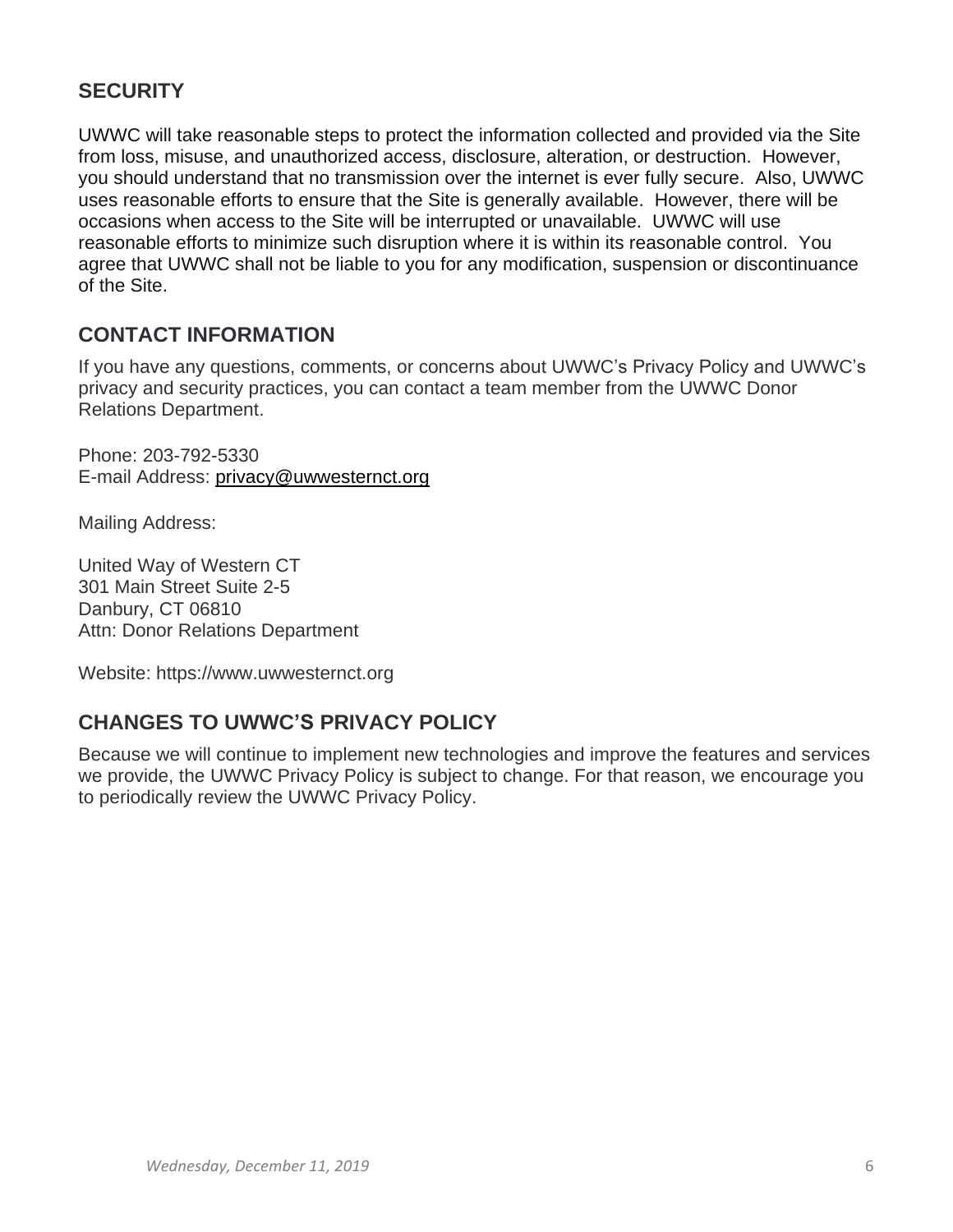## SECURITY

UWWC will take reasonable steps to protect the information collected and provided via the Site from loss, misuse, and unauthorized access, disclosure, alteration, or destruction. However, you should understand that no transmission over the internet is ever fully secure. Also, UWWC uses reasonable efforts to ensure that the Site is generally available. However, there will be occasions when access to the Site will be interrupted or unavailable. UWWC will use reasonable efforts to minimize such disruption where it is within its reasonable control. You agree that UWWC shall not be liable to you for any modification, suspension or discontinuance of the Site.

## CONTACT INFORMATION

If you have any questions, comments, or concerns about UWWC's Privacy Policy and UWWC's privacy and security practices, you can contact a team member from the UWWC Donor Relations Department.

Phone: 203-792-5330
E-mail Address: privacy@uwwesternct.org

Mailing Address:

United Way of Western CT
301 Main Street Suite 2-5
Danbury, CT 06810
Attn: Donor Relations Department

Website: https://www.uwwesternct.org

## CHANGES TO UWWC'S PRIVACY POLICY

Because we will continue to implement new technologies and improve the features and services we provide, the UWWC Privacy Policy is subject to change. For that reason, we encourage you to periodically review the UWWC Privacy Policy.